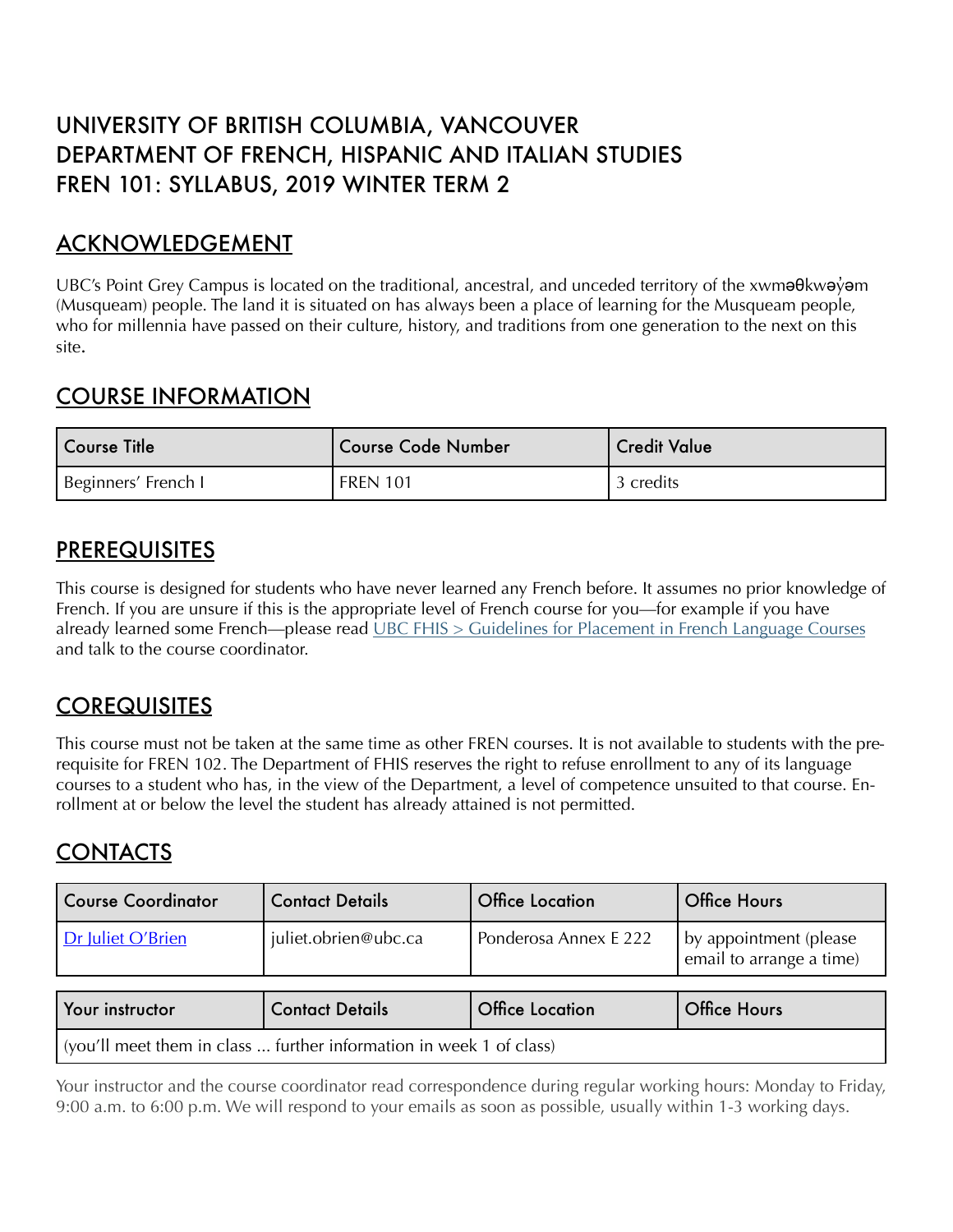# UNIVERSITY OF BRITISH COLUMBIA, VANCOUVER
# DEPARTMENT OF FRENCH, HISPANIC AND ITALIAN STUDIES
# FREN 101: SYLLABUS, 2019 WINTER TERM 2

## ACKNOWLEDGEMENT

UBC's Point Grey Campus is located on the traditional, ancestral, and unceded territory of the xwməθkwəy̓əm (Musqueam) people. The land it is situated on has always been a place of learning for the Musqueam people, who for millennia have passed on their culture, history, and traditions from one generation to the next on this site.

## COURSE INFORMATION

| Course Title | Course Code Number | Credit Value |
|---|---|---|
| Beginners' French I | FREN 101 | 3 credits |

## PREREQUISITES

This course is designed for students who have never learned any French before. It assumes no prior knowledge of French. If you are unsure if this is the appropriate level of French course for you—for example if you have already learned some French—please read [UBC FHIS > Guidelines for Placement in French Language Courses] and talk to the course coordinator.

## COREQUISITES

This course must not be taken at the same time as other FREN courses. It is not available to students with the prerequisite for FREN 102. The Department of FHIS reserves the right to refuse enrollment to any of its language courses to a student who has, in the view of the Department, a level of competence unsuited to that course. Enrollment at or below the level the student has already attained is not permitted.

## CONTACTS

| Course Coordinator | Contact Details | Office Location | Office Hours |
|---|---|---|---|
| Dr Juliet O'Brien | juliet.obrien@ubc.ca | Ponderosa Annex E 222 | by appointment (please email to arrange a time) |

| Your instructor | Contact Details | Office Location | Office Hours |
|---|---|---|---|
| (you'll meet them in class ... further information in week 1 of class) | | | |

Your instructor and the course coordinator read correspondence during regular working hours: Monday to Friday, 9:00 a.m. to 6:00 p.m. We will respond to your emails as soon as possible, usually within 1-3 working days.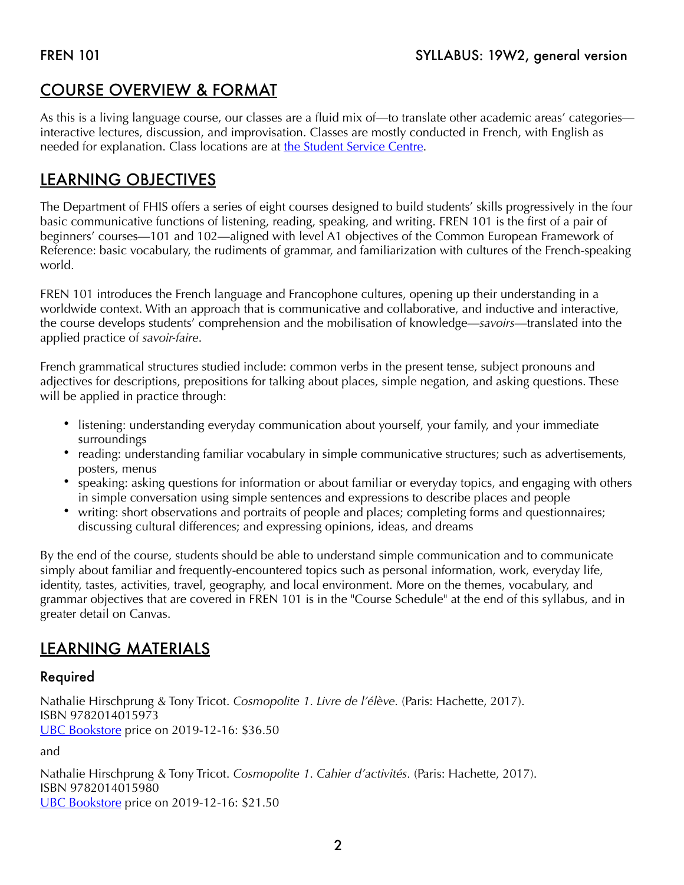## COURSE OVERVIEW & FORMAT

As this is a living language course, our classes are a fluid mix of—to translate other academic areas' categories—interactive lectures, discussion, and improvisation. Classes are mostly conducted in French, with English as needed for explanation. Class locations are at [the Student Service Centre](#).

## LEARNING OBJECTIVES

The Department of FHIS offers a series of eight courses designed to build students' skills progressively in the four basic communicative functions of listening, reading, speaking, and writing. FREN 101 is the first of a pair of beginners' courses—101 and 102—aligned with level A1 objectives of the Common European Framework of Reference: basic vocabulary, the rudiments of grammar, and familiarization with cultures of the French-speaking world.

FREN 101 introduces the French language and Francophone cultures, opening up their understanding in a worldwide context. With an approach that is communicative and collaborative, and inductive and interactive, the course develops students' comprehension and the mobilisation of knowledge—*savoirs*—translated into the applied practice of *savoir-faire*.

French grammatical structures studied include: common verbs in the present tense, subject pronouns and adjectives for descriptions, prepositions for talking about places, simple negation, and asking questions. These will be applied in practice through:

- listening: understanding everyday communication about yourself, your family, and your immediate surroundings
- reading: understanding familiar vocabulary in simple communicative structures; such as advertisements, posters, menus
- speaking: asking questions for information or about familiar or everyday topics, and engaging with others in simple conversation using simple sentences and expressions to describe places and people
- writing: short observations and portraits of people and places; completing forms and questionnaires; discussing cultural differences; and expressing opinions, ideas, and dreams

By the end of the course, students should be able to understand simple communication and to communicate simply about familiar and frequently-encountered topics such as personal information, work, everyday life, identity, tastes, activities, travel, geography, and local environment. More on the themes, vocabulary, and grammar objectives that are covered in FREN 101 is in the "Course Schedule" at the end of this syllabus, and in greater detail on Canvas.

## LEARNING MATERIALS

### Required

Nathalie Hirschprung & Tony Tricot. *Cosmopolite 1. Livre de l'élève.* (Paris: Hachette, 2017).
ISBN 9782014015973
[UBC Bookstore](#) price on 2019-12-16: $36.50

and

Nathalie Hirschprung & Tony Tricot. *Cosmopolite 1. Cahier d'activités.* (Paris: Hachette, 2017).
ISBN 9782014015980
[UBC Bookstore](#) price on 2019-12-16: $21.50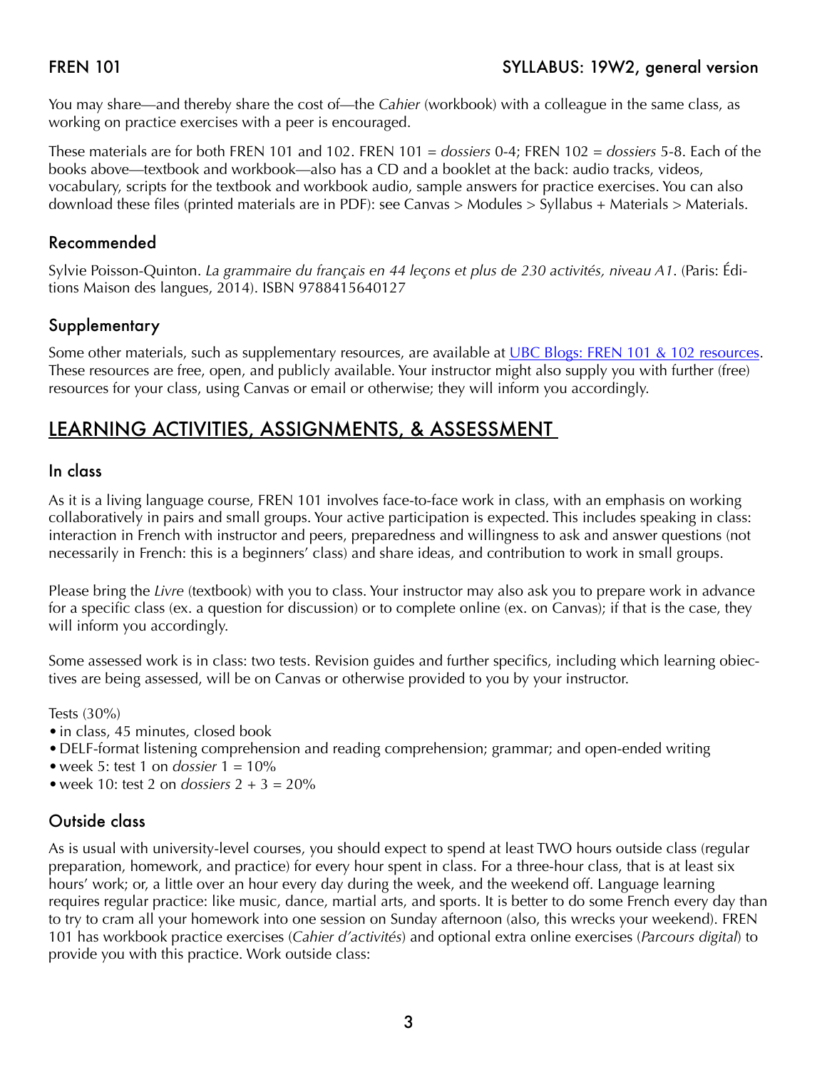You may share—and thereby share the cost of—the *Cahier* (workbook) with a colleague in the same class, as working on practice exercises with a peer is encouraged.

These materials are for both FREN 101 and 102. FREN 101 = *dossiers* 0-4; FREN 102 = *dossiers* 5-8. Each of the books above—textbook and workbook—also has a CD and a booklet at the back: audio tracks, videos, vocabulary, scripts for the textbook and workbook audio, sample answers for practice exercises. You can also download these files (printed materials are in PDF): see Canvas > Modules > Syllabus + Materials > Materials.

### Recommended

Sylvie Poisson-Quinton. *La grammaire du français en 44 leçons et plus de 230 activités, niveau A1*. (Paris: Éditions Maison des langues, 2014). ISBN 9788415640127

### Supplementary

Some other materials, such as supplementary resources, are available at [UBC Blogs: FREN 101 & 102 resources](). These resources are free, open, and publicly available. Your instructor might also supply you with further (free) resources for your class, using Canvas or email or otherwise; they will inform you accordingly.

## LEARNING ACTIVITIES, ASSIGNMENTS, & ASSESSMENT

### In class

As it is a living language course, FREN 101 involves face-to-face work in class, with an emphasis on working collaboratively in pairs and small groups. Your active participation is expected. This includes speaking in class: interaction in French with instructor and peers, preparedness and willingness to ask and answer questions (not necessarily in French: this is a beginners' class) and share ideas, and contribution to work in small groups.

Please bring the *Livre* (textbook) with you to class. Your instructor may also ask you to prepare work in advance for a specific class (ex. a question for discussion) or to complete online (ex. on Canvas); if that is the case, they will inform you accordingly.

Some assessed work is in class: two tests. Revision guides and further specifics, including which learning objectives are being assessed, will be on Canvas or otherwise provided to you by your instructor.

Tests (30%)

- in class, 45 minutes, closed book
- DELF-format listening comprehension and reading comprehension; grammar; and open-ended writing
- week 5: test 1 on *dossier* 1 = 10%
- week 10: test 2 on *dossiers* 2 + 3 = 20%

### Outside class

As is usual with university-level courses, you should expect to spend at least TWO hours outside class (regular preparation, homework, and practice) for every hour spent in class. For a three-hour class, that is at least six hours' work; or, a little over an hour every day during the week, and the weekend off. Language learning requires regular practice: like music, dance, martial arts, and sports. It is better to do some French every day than to try to cram all your homework into one session on Sunday afternoon (also, this wrecks your weekend). FREN 101 has workbook practice exercises (*Cahier d'activités*) and optional extra online exercises (*Parcours digital*) to provide you with this practice. Work outside class: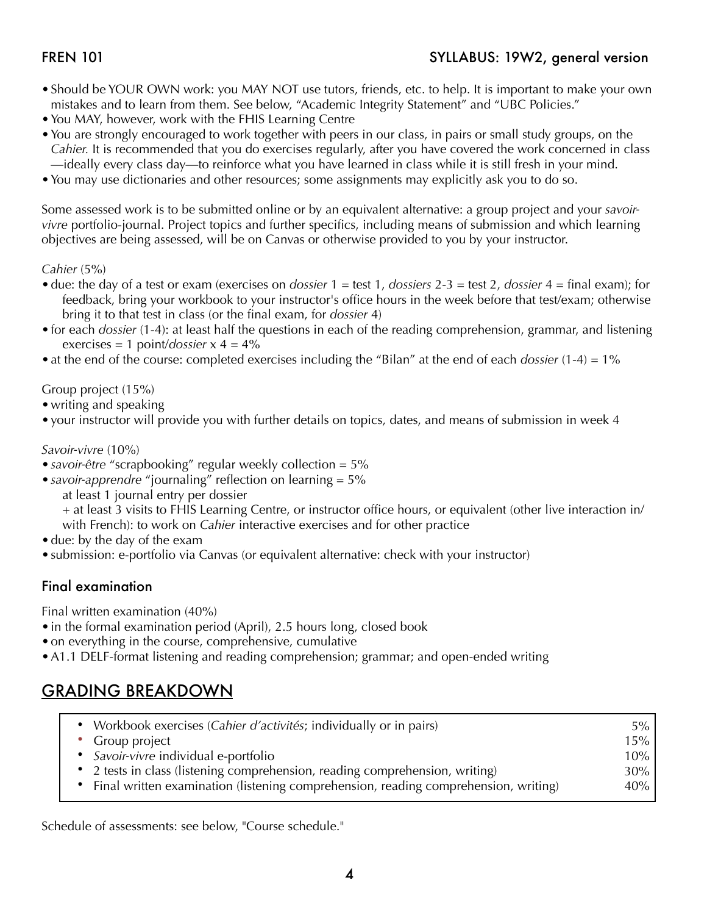- Should be YOUR OWN work: you MAY NOT use tutors, friends, etc. to help. It is important to make your own mistakes and to learn from them. See below, "Academic Integrity Statement" and "UBC Policies."
- You MAY, however, work with the FHIS Learning Centre
- You are strongly encouraged to work together with peers in our class, in pairs or small study groups, on the *Cahier*. It is recommended that you do exercises regularly, after you have covered the work concerned in class —ideally every class day—to reinforce what you have learned in class while it is still fresh in your mind.
- You may use dictionaries and other resources; some assignments may explicitly ask you to do so.

Some assessed work is to be submitted online or by an equivalent alternative: a group project and your *savoir-vivre* portfolio-journal. Project topics and further specifics, including means of submission and which learning objectives are being assessed, will be on Canvas or otherwise provided to you by your instructor.

*Cahier* (5%)

- due: the day of a test or exam (exercises on *dossier* 1 = test 1, *dossiers* 2-3 = test 2, *dossier* 4 = final exam); for feedback, bring your workbook to your instructor's office hours in the week before that test/exam; otherwise bring it to that test in class (or the final exam, for *dossier* 4)
- for each *dossier* (1-4): at least half the questions in each of the reading comprehension, grammar, and listening exercises = 1 point/*dossier* x 4 = 4%
- at the end of the course: completed exercises including the "Bilan" at the end of each *dossier* (1-4) = 1%

Group project (15%)

- writing and speaking
- your instructor will provide you with further details on topics, dates, and means of submission in week 4

*Savoir-vivre* (10%)

- *savoir-être* "scrapbooking" regular weekly collection = 5%
- *savoir-apprendre* "journaling" reflection on learning = 5%
  at least 1 journal entry per dossier
  + at least 3 visits to FHIS Learning Centre, or instructor office hours, or equivalent (other live interaction in/with French): to work on *Cahier* interactive exercises and for other practice
- due: by the day of the exam
- submission: e-portfolio via Canvas (or equivalent alternative: check with your instructor)

### Final examination

Final written examination (40%)

- in the formal examination period (April), 2.5 hours long, closed book
- on everything in the course, comprehensive, cumulative
- A1.1 DELF-format listening and reading comprehension; grammar; and open-ended writing

## GRADING BREAKDOWN

| | |
|---|---|
| • Workbook exercises (*Cahier d'activités*; individually or in pairs) | 5% |
| • Group project | 15% |
| • *Savoir-vivre* individual e-portfolio | 10% |
| • 2 tests in class (listening comprehension, reading comprehension, writing) | 30% |
| • Final written examination (listening comprehension, reading comprehension, writing) | 40% |

Schedule of assessments: see below, "Course schedule."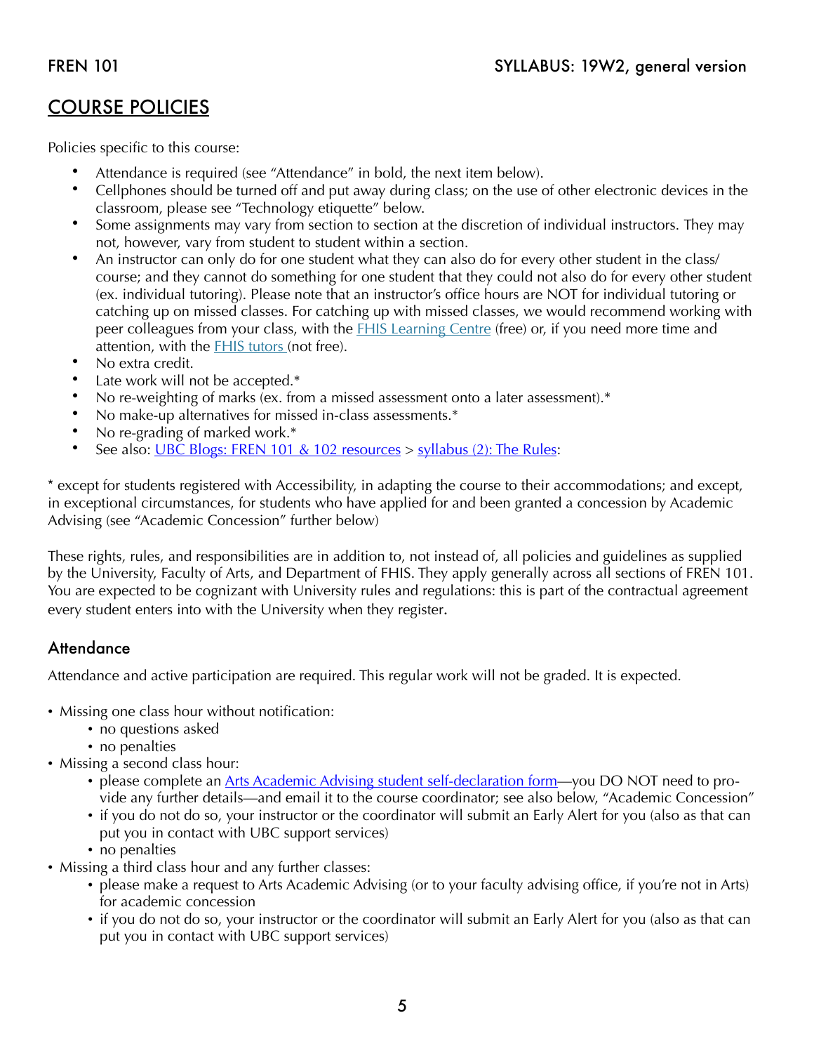## COURSE POLICIES

Policies specific to this course:

- Attendance is required (see "Attendance" in bold, the next item below).
- Cellphones should be turned off and put away during class; on the use of other electronic devices in the classroom, please see "Technology etiquette" below.
- Some assignments may vary from section to section at the discretion of individual instructors. They may not, however, vary from student to student within a section.
- An instructor can only do for one student what they can also do for every other student in the class/course; and they cannot do something for one student that they could not also do for every other student (ex. individual tutoring). Please note that an instructor's office hours are NOT for individual tutoring or catching up on missed classes. For catching up with missed classes, we would recommend working with peer colleagues from your class, with the FHIS Learning Centre (free) or, if you need more time and attention, with the FHIS tutors (not free).
- No extra credit.
- Late work will not be accepted.*
- No re-weighting of marks (ex. from a missed assessment onto a later assessment).*
- No make-up alternatives for missed in-class assessments.*
- No re-grading of marked work.*
- See also: UBC Blogs: FREN 101 & 102 resources > syllabus (2): The Rules:

* except for students registered with Accessibility, in adapting the course to their accommodations; and except, in exceptional circumstances, for students who have applied for and been granted a concession by Academic Advising (see "Academic Concession" further below)

These rights, rules, and responsibilities are in addition to, not instead of, all policies and guidelines as supplied by the University, Faculty of Arts, and Department of FHIS. They apply generally across all sections of FREN 101. You are expected to be cognizant with University rules and regulations: this is part of the contractual agreement every student enters into with the University when they register.

### Attendance

Attendance and active participation are required. This regular work will not be graded. It is expected.

- Missing one class hour without notification:
  - no questions asked
  - no penalties
- Missing a second class hour:
  - please complete an Arts Academic Advising student self-declaration form—you DO NOT need to provide any further details—and email it to the course coordinator; see also below, "Academic Concession"
  - if you do not do so, your instructor or the coordinator will submit an Early Alert for you (also as that can put you in contact with UBC support services)
  - no penalties
- Missing a third class hour and any further classes:
  - please make a request to Arts Academic Advising (or to your faculty advising office, if you're not in Arts) for academic concession
  - if you do not do so, your instructor or the coordinator will submit an Early Alert for you (also as that can put you in contact with UBC support services)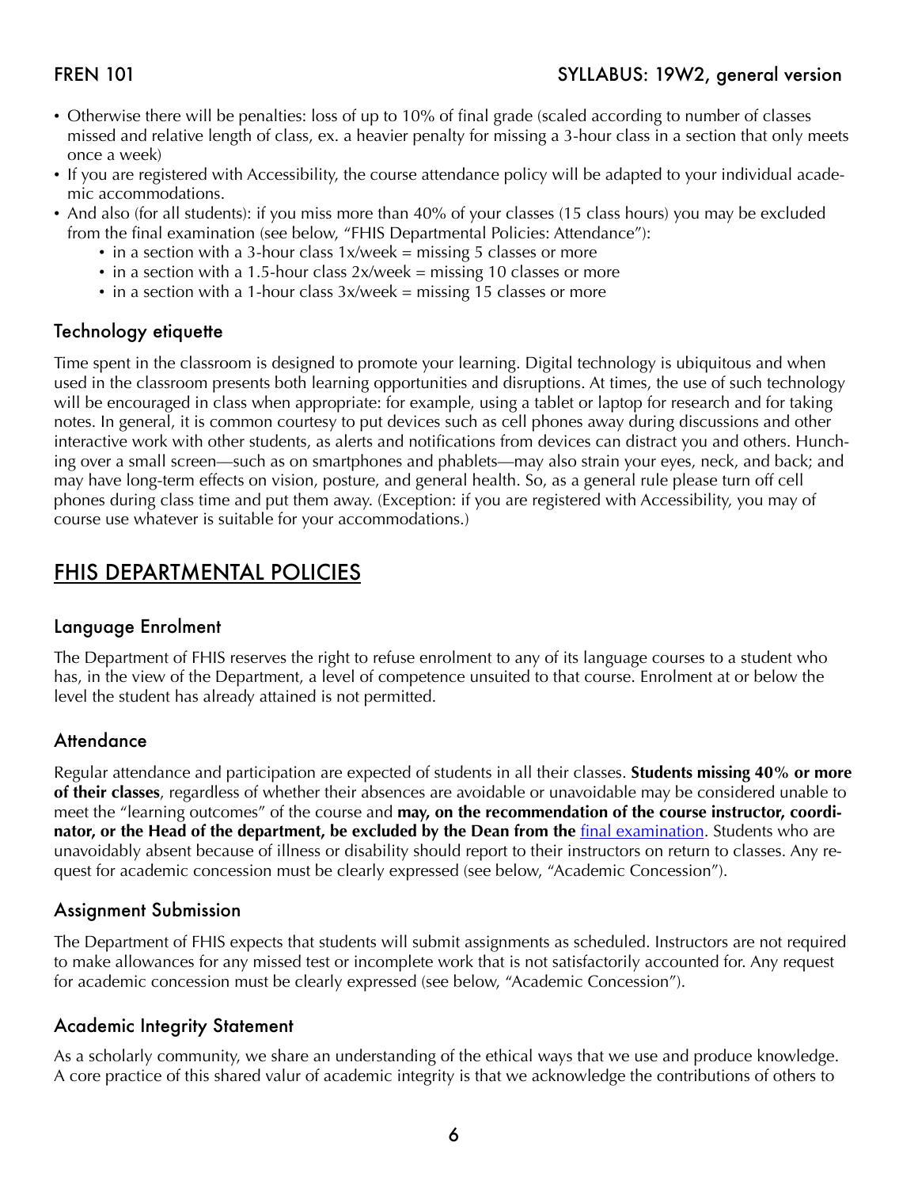- Otherwise there will be penalties: loss of up to 10% of final grade (scaled according to number of classes missed and relative length of class, ex. a heavier penalty for missing a 3-hour class in a section that only meets once a week)
- If you are registered with Accessibility, the course attendance policy will be adapted to your individual academic accommodations.
- And also (for all students): if you miss more than 40% of your classes (15 class hours) you may be excluded from the final examination (see below, "FHIS Departmental Policies: Attendance"):
    - in a section with a 3-hour class 1x/week = missing 5 classes or more
    - in a section with a 1.5-hour class 2x/week = missing 10 classes or more
    - in a section with a 1-hour class 3x/week = missing 15 classes or more

### Technology etiquette

Time spent in the classroom is designed to promote your learning. Digital technology is ubiquitous and when used in the classroom presents both learning opportunities and disruptions. At times, the use of such technology will be encouraged in class when appropriate: for example, using a tablet or laptop for research and for taking notes. In general, it is common courtesy to put devices such as cell phones away during discussions and other interactive work with other students, as alerts and notifications from devices can distract you and others. Hunching over a small screen—such as on smartphones and phablets—may also strain your eyes, neck, and back; and may have long-term effects on vision, posture, and general health. So, as a general rule please turn off cell phones during class time and put them away. (Exception: if you are registered with Accessibility, you may of course use whatever is suitable for your accommodations.)

## FHIS DEPARTMENTAL POLICIES

### Language Enrolment

The Department of FHIS reserves the right to refuse enrolment to any of its language courses to a student who has, in the view of the Department, a level of competence unsuited to that course. Enrolment at or below the level the student has already attained is not permitted.

### Attendance

Regular attendance and participation are expected of students in all their classes. **Students missing 40% or more of their classes**, regardless of whether their absences are avoidable or unavoidable may be considered unable to meet the "learning outcomes" of the course and **may, on the recommendation of the course instructor, coordinator, or the Head of the department, be excluded by the Dean from the** final examination. Students who are unavoidably absent because of illness or disability should report to their instructors on return to classes. Any request for academic concession must be clearly expressed (see below, "Academic Concession").

### Assignment Submission

The Department of FHIS expects that students will submit assignments as scheduled. Instructors are not required to make allowances for any missed test or incomplete work that is not satisfactorily accounted for. Any request for academic concession must be clearly expressed (see below, "Academic Concession").

### Academic Integrity Statement

As a scholarly community, we share an understanding of the ethical ways that we use and produce knowledge. A core practice of this shared valur of academic integrity is that we acknowledge the contributions of others to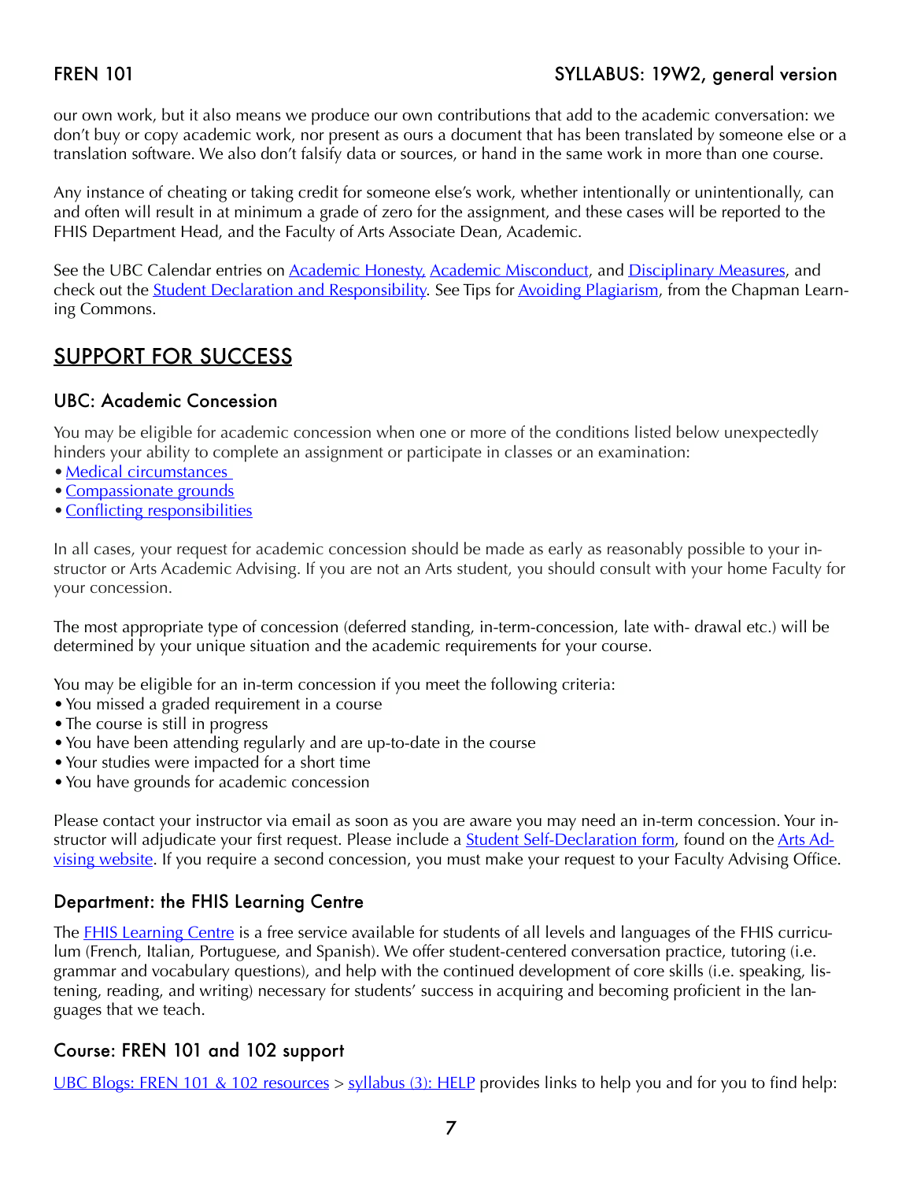our own work, but it also means we produce our own contributions that add to the academic conversation: we don't buy or copy academic work, nor present as ours a document that has been translated by someone else or a translation software. We also don't falsify data or sources, or hand in the same work in more than one course.

Any instance of cheating or taking credit for someone else's work, whether intentionally or unintentionally, can and often will result in at minimum a grade of zero for the assignment, and these cases will be reported to the FHIS Department Head, and the Faculty of Arts Associate Dean, Academic.

See the UBC Calendar entries on Academic Honesty, Academic Misconduct, and Disciplinary Measures, and check out the Student Declaration and Responsibility. See Tips for Avoiding Plagiarism, from the Chapman Learning Commons.

## SUPPORT FOR SUCCESS

### UBC: Academic Concession

You may be eligible for academic concession when one or more of the conditions listed below unexpectedly hinders your ability to complete an assignment or participate in classes or an examination:

- Medical circumstances
- Compassionate grounds
- Conflicting responsibilities

In all cases, your request for academic concession should be made as early as reasonably possible to your instructor or Arts Academic Advising. If you are not an Arts student, you should consult with your home Faculty for your concession.

The most appropriate type of concession (deferred standing, in-term-concession, late with- drawal etc.) will be determined by your unique situation and the academic requirements for your course.

You may be eligible for an in-term concession if you meet the following criteria:

- You missed a graded requirement in a course
- The course is still in progress
- You have been attending regularly and are up-to-date in the course
- Your studies were impacted for a short time
- You have grounds for academic concession

Please contact your instructor via email as soon as you are aware you may need an in-term concession. Your instructor will adjudicate your first request. Please include a Student Self-Declaration form, found on the Arts Advising website. If you require a second concession, you must make your request to your Faculty Advising Office.

### Department: the FHIS Learning Centre

The FHIS Learning Centre is a free service available for students of all levels and languages of the FHIS curriculum (French, Italian, Portuguese, and Spanish). We offer student-centered conversation practice, tutoring (i.e. grammar and vocabulary questions), and help with the continued development of core skills (i.e. speaking, listening, reading, and writing) necessary for students' success in acquiring and becoming proficient in the languages that we teach.

### Course: FREN 101 and 102 support

UBC Blogs: FREN 101 & 102 resources > syllabus (3): HELP provides links to help you and for you to find help: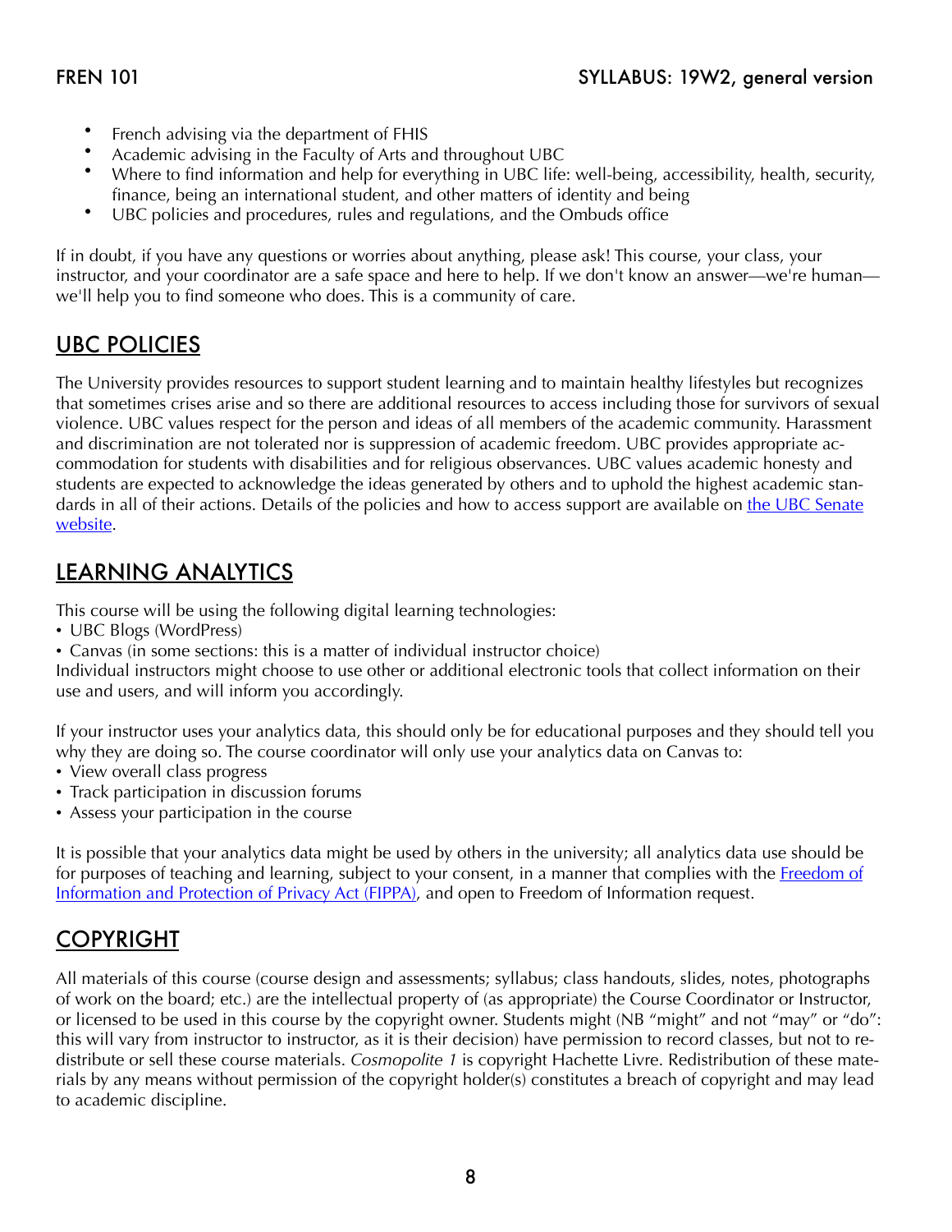- French advising via the department of FHIS
- Academic advising in the Faculty of Arts and throughout UBC
- Where to find information and help for everything in UBC life: well-being, accessibility, health, security, finance, being an international student, and other matters of identity and being
- UBC policies and procedures, rules and regulations, and the Ombuds office

If in doubt, if you have any questions or worries about anything, please ask! This course, your class, your instructor, and your coordinator are a safe space and here to help. If we don't know an answer—we're human—we'll help you to find someone who does. This is a community of care.

## UBC POLICIES

The University provides resources to support student learning and to maintain healthy lifestyles but recognizes that sometimes crises arise and so there are additional resources to access including those for survivors of sexual violence. UBC values respect for the person and ideas of all members of the academic community. Harassment and discrimination are not tolerated nor is suppression of academic freedom. UBC provides appropriate accommodation for students with disabilities and for religious observances. UBC values academic honesty and students are expected to acknowledge the ideas generated by others and to uphold the highest academic standards in all of their actions. Details of the policies and how to access support are available on the UBC Senate website.

## LEARNING ANALYTICS

This course will be using the following digital learning technologies:
- UBC Blogs (WordPress)
- Canvas (in some sections: this is a matter of individual instructor choice)

Individual instructors might choose to use other or additional electronic tools that collect information on their use and users, and will inform you accordingly.

If your instructor uses your analytics data, this should only be for educational purposes and they should tell you why they are doing so. The course coordinator will only use your analytics data on Canvas to:
- View overall class progress
- Track participation in discussion forums
- Assess your participation in the course

It is possible that your analytics data might be used by others in the university; all analytics data use should be for purposes of teaching and learning, subject to your consent, in a manner that complies with the Freedom of Information and Protection of Privacy Act (FIPPA), and open to Freedom of Information request.

## COPYRIGHT

All materials of this course (course design and assessments; syllabus; class handouts, slides, notes, photographs of work on the board; etc.) are the intellectual property of (as appropriate) the Course Coordinator or Instructor, or licensed to be used in this course by the copyright owner. Students might (NB "might" and not "may" or "do": this will vary from instructor to instructor, as it is their decision) have permission to record classes, but not to redistribute or sell these course materials. *Cosmopolite 1* is copyright Hachette Livre. Redistribution of these materials by any means without permission of the copyright holder(s) constitutes a breach of copyright and may lead to academic discipline.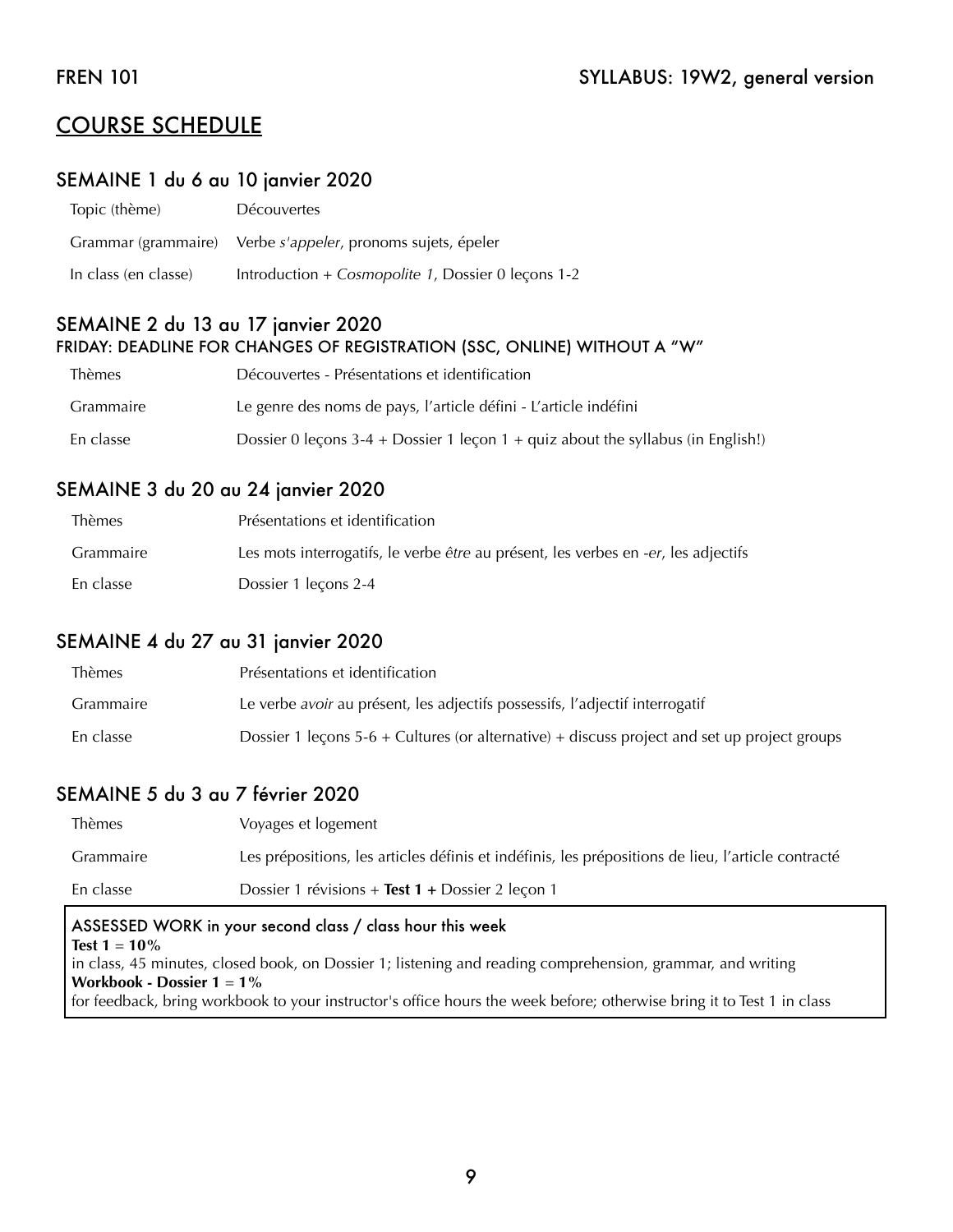## COURSE SCHEDULE

### SEMAINE 1 du 6 au 10 janvier 2020

| | |
|---|---|
| Topic (thème) | Découvertes |
| Grammar (grammaire) | Verbe *s'appeler*, pronoms sujets, épeler |
| In class (en classe) | Introduction + *Cosmopolite 1*, Dossier 0 leçons 1-2 |

### SEMAINE 2 du 13 au 17 janvier 2020

FRIDAY: DEADLINE FOR CHANGES OF REGISTRATION (SSC, ONLINE) WITHOUT A "W"

| | |
|---|---|
| Thèmes | Découvertes - Présentations et identification |
| Grammaire | Le genre des noms de pays, l'article défini - L'article indéfini |
| En classe | Dossier 0 leçons 3-4 + Dossier 1 leçon 1 + quiz about the syllabus (in English!) |

### SEMAINE 3 du 20 au 24 janvier 2020

| | |
|---|---|
| Thèmes | Présentations et identification |
| Grammaire | Les mots interrogatifs, le verbe *être* au présent, les verbes en *-er*, les adjectifs |
| En classe | Dossier 1 leçons 2-4 |

### SEMAINE 4 du 27 au 31 janvier 2020

| | |
|---|---|
| Thèmes | Présentations et identification |
| Grammaire | Le verbe *avoir* au présent, les adjectifs possessifs, l'adjectif interrogatif |
| En classe | Dossier 1 leçons 5-6 + Cultures (or alternative) + discuss project and set up project groups |

### SEMAINE 5 du 3 au 7 février 2020

| | |
|---|---|
| Thèmes | Voyages et logement |
| Grammaire | Les prépositions, les articles définis et indéfinis, les prépositions de lieu, l'article contracté |
| En classe | Dossier 1 révisions + **Test 1** + Dossier 2 leçon 1 |

ASSESSED WORK in your second class / class hour this week

**Test 1 = 10%**
in class, 45 minutes, closed book, on Dossier 1; listening and reading comprehension, grammar, and writing

**Workbook - Dossier 1 = 1%**
for feedback, bring workbook to your instructor's office hours the week before; otherwise bring it to Test 1 in class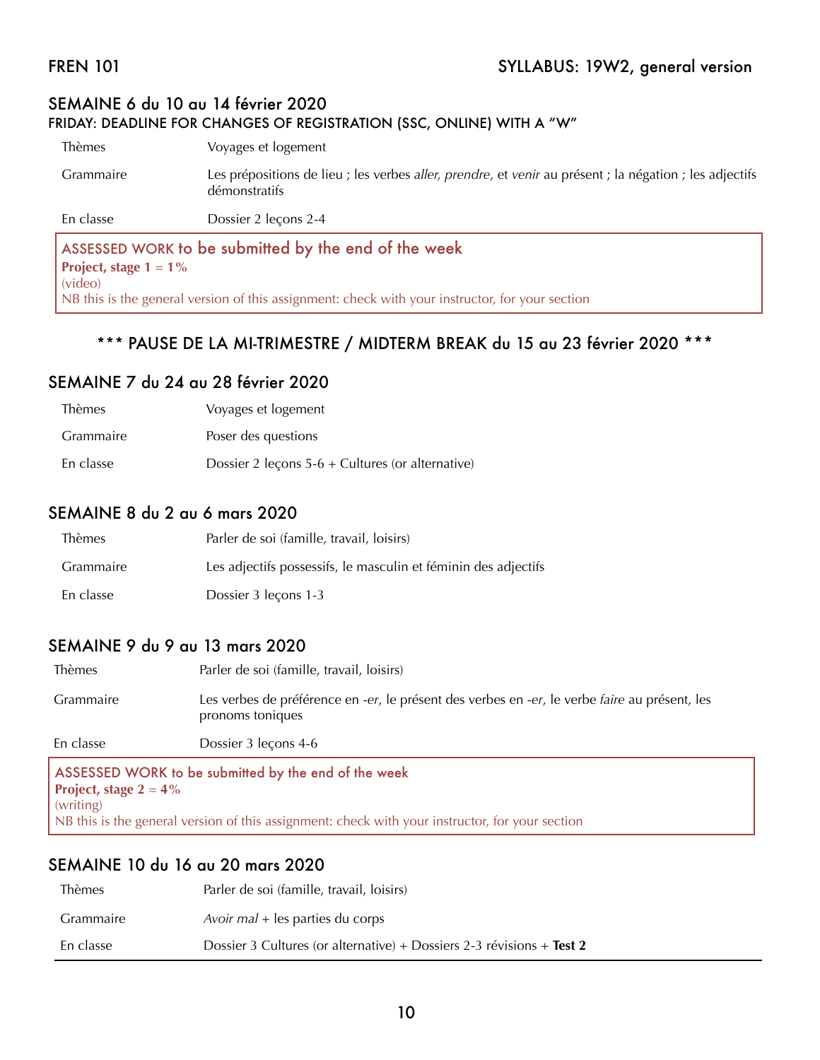## SEMAINE 6 du 10 au 14 février 2020

### FRIDAY: DEADLINE FOR CHANGES OF REGISTRATION (SSC, ONLINE) WITH A "W"

| | |
|---|---|
| Thèmes | Voyages et logement |
| Grammaire | Les prépositions de lieu ; les verbes *aller, prendre*, et *venir* au présent ; la négation ; les adjectifs démonstratifs |
| En classe | Dossier 2 leçons 2-4 |

> ASSESSED WORK to be submitted by the end of the week
> **Project, stage 1 = 1%**
> (video)
> NB this is the general version of this assignment: check with your instructor, for your section

### \*\*\* PAUSE DE LA MI-TRIMESTRE / MIDTERM BREAK du 15 au 23 février 2020 \*\*\*

## SEMAINE 7 du 24 au 28 février 2020

| | |
|---|---|
| Thèmes | Voyages et logement |
| Grammaire | Poser des questions |
| En classe | Dossier 2 leçons 5-6 + Cultures (or alternative) |

## SEMAINE 8 du 2 au 6 mars 2020

| | |
|---|---|
| Thèmes | Parler de soi (famille, travail, loisirs) |
| Grammaire | Les adjectifs possessifs, le masculin et féminin des adjectifs |
| En classe | Dossier 3 leçons 1-3 |

## SEMAINE 9 du 9 au 13 mars 2020

| | |
|---|---|
| Thèmes | Parler de soi (famille, travail, loisirs) |
| Grammaire | Les verbes de préférence en *-er*, le présent des verbes en *-er*, le verbe *faire* au présent, les pronoms toniques |
| En classe | Dossier 3 leçons 4-6 |

> ASSESSED WORK to be submitted by the end of the week
> **Project, stage 2 = 4%**
> (writing)
> NB this is the general version of this assignment: check with your instructor, for your section

## SEMAINE 10 du 16 au 20 mars 2020

| | |
|---|---|
| Thèmes | Parler de soi (famille, travail, loisirs) |
| Grammaire | *Avoir mal* + les parties du corps |
| En classe | Dossier 3 Cultures (or alternative) + Dossiers 2-3 révisions + **Test 2** |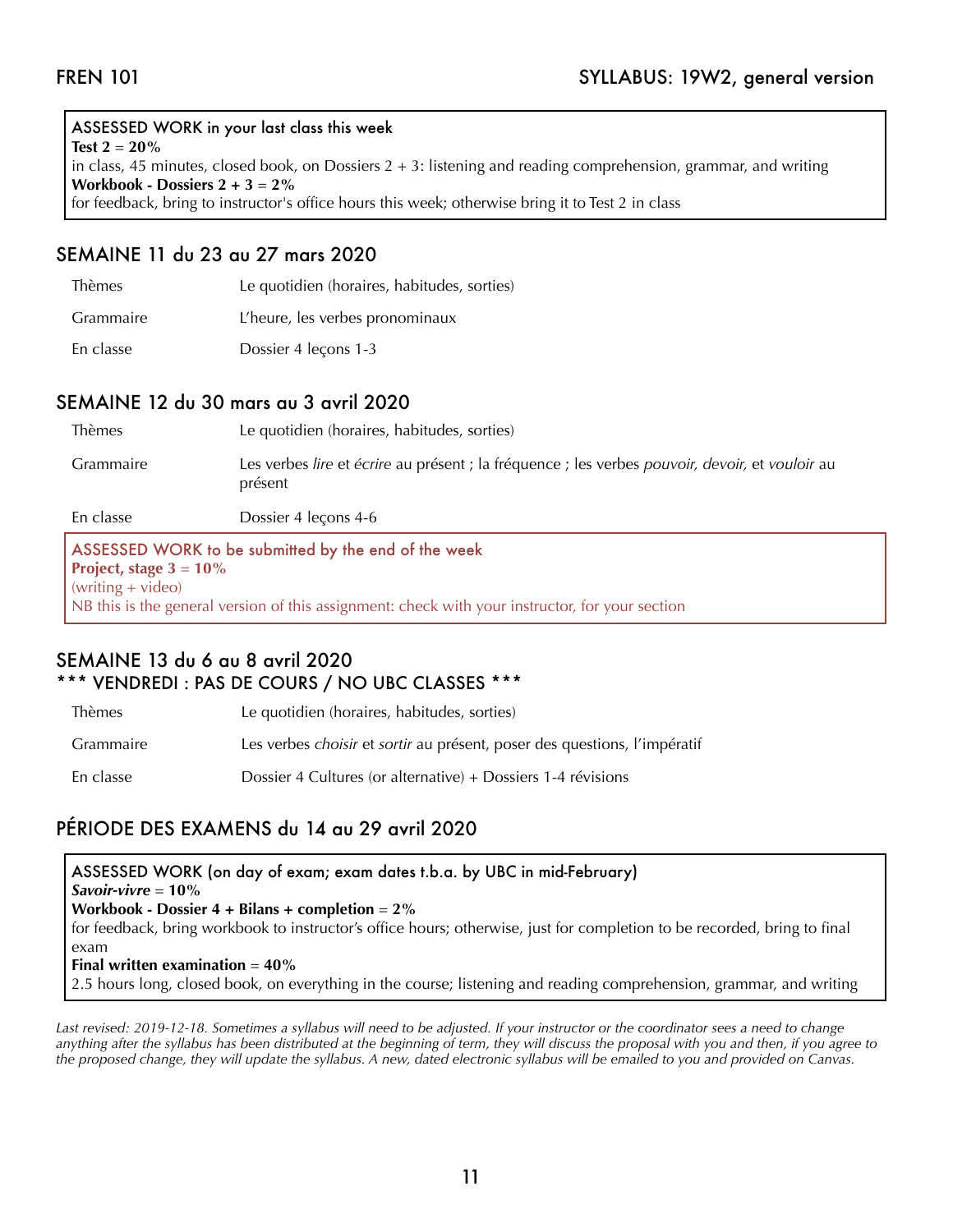**ASSESSED WORK in your last class this week**
**Test 2 = 20%**
in class, 45 minutes, closed book, on Dossiers 2 + 3: listening and reading comprehension, grammar, and writing
**Workbook - Dossiers 2 + 3 = 2%**
for feedback, bring to instructor's office hours this week; otherwise bring it to Test 2 in class

## SEMAINE 11 du 23 au 27 mars 2020

| | |
|---|---|
| Thèmes | Le quotidien (horaires, habitudes, sorties) |
| Grammaire | L'heure, les verbes pronominaux |
| En classe | Dossier 4 leçons 1-3 |

## SEMAINE 12 du 30 mars au 3 avril 2020

| | |
|---|---|
| Thèmes | Le quotidien (horaires, habitudes, sorties) |
| Grammaire | Les verbes *lire* et *écrire* au présent ; la fréquence ; les verbes *pouvoir, devoir,* et *vouloir* au présent |
| En classe | Dossier 4 leçons 4-6 |

**ASSESSED WORK to be submitted by the end of the week**
**Project, stage 3 = 10%**
(writing + video)
NB this is the general version of this assignment: check with your instructor, for your section

## SEMAINE 13 du 6 au 8 avril 2020
### *** VENDREDI : PAS DE COURS / NO UBC CLASSES ***

| | |
|---|---|
| Thèmes | Le quotidien (horaires, habitudes, sorties) |
| Grammaire | Les verbes *choisir* et *sortir* au présent, poser des questions, l'impératif |
| En classe | Dossier 4 Cultures (or alternative) + Dossiers 1-4 révisions |

## PÉRIODE DES EXAMENS du 14 au 29 avril 2020

**ASSESSED WORK (on day of exam; exam dates t.b.a. by UBC in mid-February)**
***Savoir-vivre* = 10%**
**Workbook - Dossier 4 + Bilans + completion = 2%**
for feedback, bring workbook to instructor's office hours; otherwise, just for completion to be recorded, bring to final exam
**Final written examination = 40%**
2.5 hours long, closed book, on everything in the course; listening and reading comprehension, grammar, and writing

*Last revised: 2019-12-18. Sometimes a syllabus will need to be adjusted. If your instructor or the coordinator sees a need to change anything after the syllabus has been distributed at the beginning of term, they will discuss the proposal with you and then, if you agree to the proposed change, they will update the syllabus. A new, dated electronic syllabus will be emailed to you and provided on Canvas.*